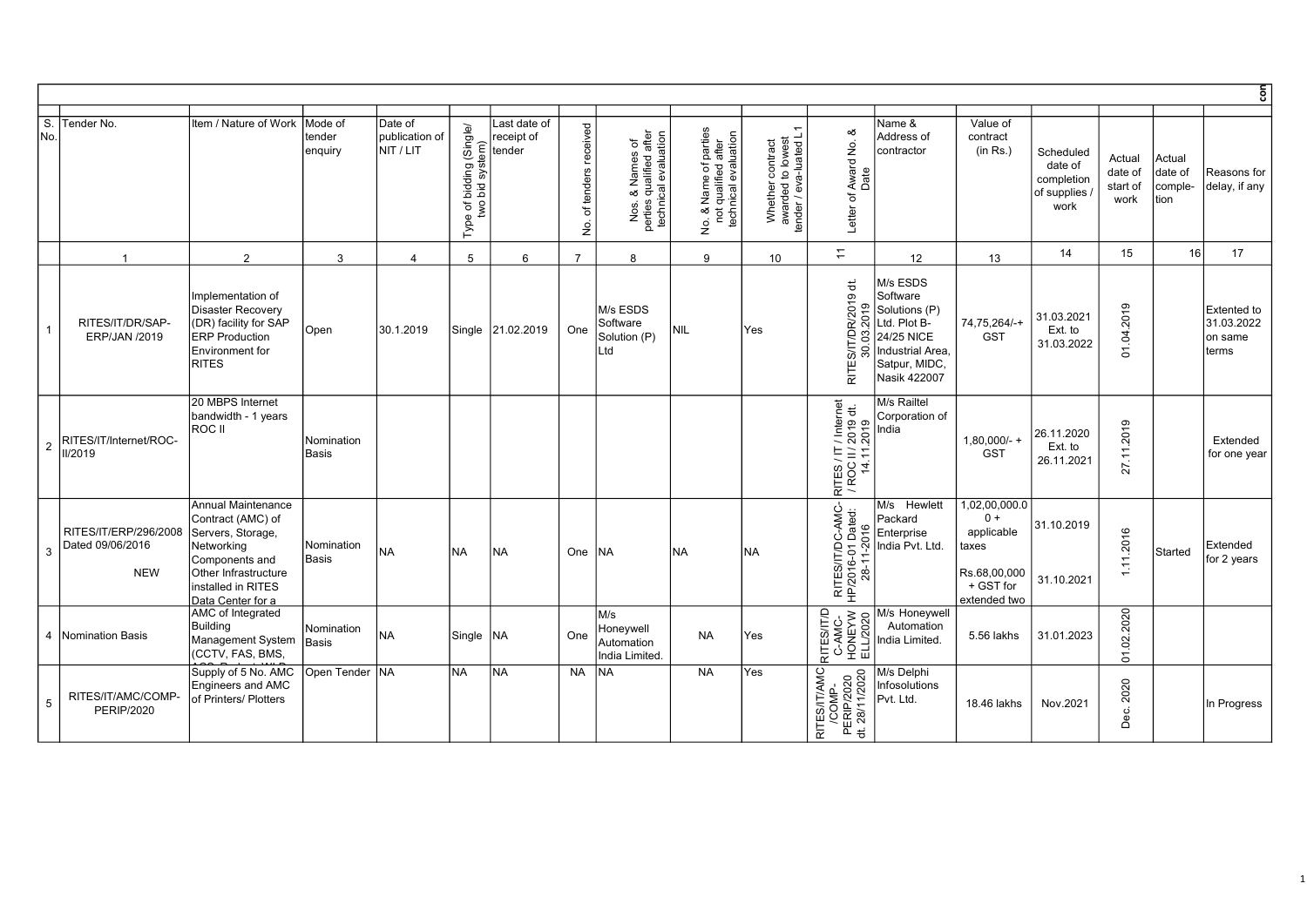| S. No. | Tender No. | Item / Nature of Work | Mode of tender enquiry | Date of publication of NIT / LIT | Type of bidding (Single/ two bid system) | Last date of receipt of tender | No. of tenders received | Nos. & Names of perties qualified after technical evaluation | No. & Name of parties not qualified after technical evaluation | Whether contract awarded to lowest tender / eva-luated L1 | Letter of Award No. & Date | Name & Address of contractor | Value of contract (in Rs.) | Scheduled date of completion of supplies / work | Actual date of start of work | Actual date of comple-tion | Reasons for delay, if any |
|---|---|---|---|---|---|---|---|---|---|---|---|---|---|---|---|---|---|
| | 1 | 2 | 3 | 4 | 5 | 6 | 7 | 8 | 9 | 10 | 11 | 12 | 13 | 14 | 15 | 16 | 17 |
| 1 | RITES/IT/DR/SAP-ERP/JAN /2019 | Implementation of Disaster Recovery (DR) facility for SAP ERP Production Environment for RITES | Open | 30.1.2019 | Single | 21.02.2019 | One | M/s ESDS Software Solution (P) Ltd | NIL | Yes | RITES/IT/DR/2019 dt. 30.03.2019 | M/s ESDS Software Solutions (P) Ltd. Plot B-24/25 NICE Industrial Area, Satpur, MIDC, Nasik 422007 | 74,75,264/-+ GST | 31.03.2021 Ext. to 31.03.2022 | 01.04.2019 | | Extented to 31.03.2022 on same terms |
| 2 | RITES/IT/Internet/ROC-II/2019 | 20 MBPS Internet bandwidth - 1 years ROC II | Nomination Basis | | | | | | | | RITES / IT / Internet / ROC II / 2019 dt. 14.11.2019 | M/s Railtel Corporation of India | 1,80,000/- + GST | 26.11.2020 Ext. to 26.11.2021 | 27.11.2019 | | Extended for one year |
| 3 | RITES/IT/ERP/296/2008 Dated 09/06/2016 NEW | Annual Maintenance Contract (AMC) of Servers, Storage, Networking Components and Other Infrastructure installed in RITES Data Center for a | Nomination Basis | NA | NA | NA | One | NA | NA | NA | RITES/IT/DC-AMC-HP/2016-01 Dated: 28-11-2016 | M/s Hewlett Packard Enterprise India Pvt. Ltd. | 1,02,00,000.00 + applicable taxes<br>Rs.68,00,000 + GST for extended two | 31.10.2019<br>31.10.2021 | 1.11.2016 | Started | Extended for 2 years |
| 4 | Nomination Basis | AMC of Integrated Building Management System (CCTV, FAS, BMS, | Nomination Basis | NA | Single | NA | One | M/s Honeywell Automation India Limited. | NA | Yes | RITES/IT/DC-AMC-HONEYWELL/2020 | M/s Honeywell Automation India Limited. | 5.56 lakhs | 31.01.2023 | 01.02.2020 | | |
| 5 | RITES/IT/AMC/COMP-PERIP/2020 | Supply of 5 No. AMC Engineers and AMC of Printers/ Plotters | Open Tender | NA | NA | NA | NA | NA | NA | Yes | RITES/IT/AMC/COMP-PERIP/2020 dt. 28/11/2020 | M/s Delphi Infosolutions Pvt. Ltd. | 18.46 lakhs | Nov.2021 | Dec. 2020 | | In Progress |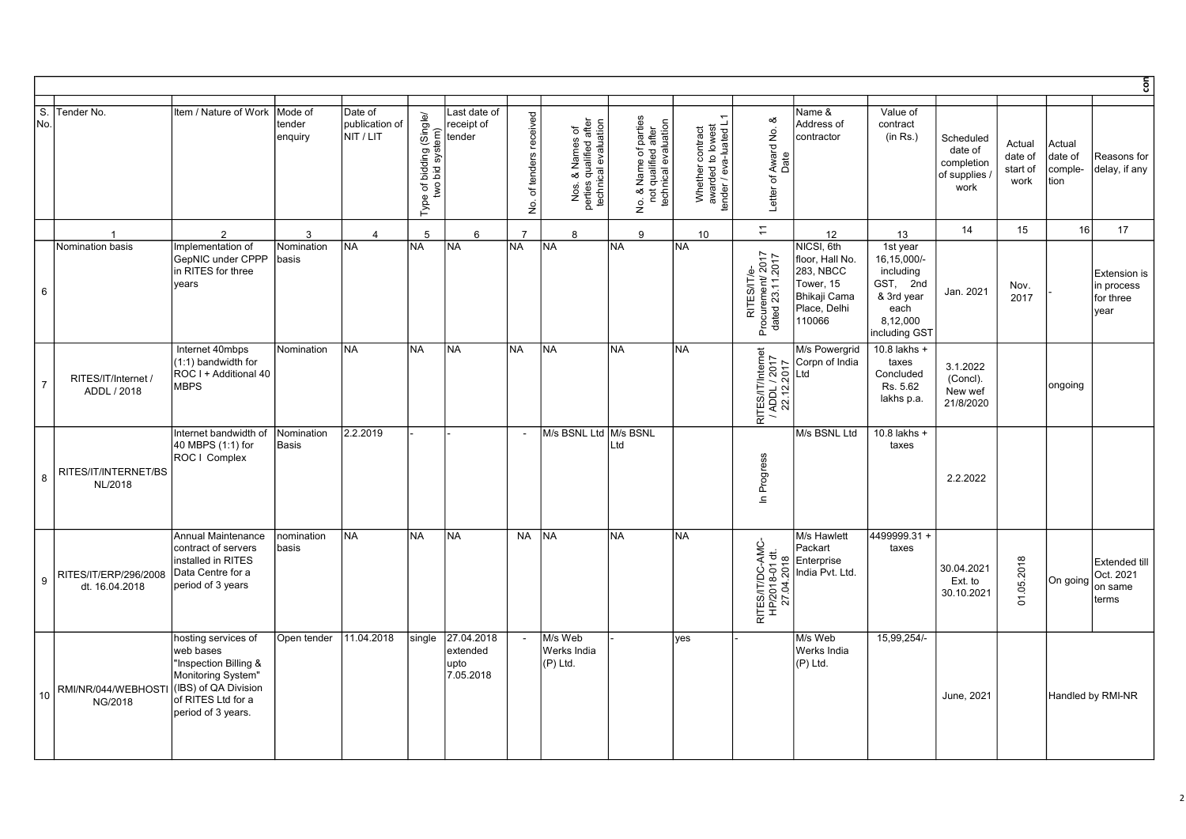| S. No. | Tender No. | Item / Nature of Work | Mode of tender enquiry | Date of publication of NIT / LIT | Type of bidding (Single/ two bid system) | Last date of receipt of tender | No. of tenders received | Nos. & Names of perties qualified after technical evaluation | No. & Name of parties not qualified after technical evaluation | Whether contract awarded to lowest tender / eva-luated L1 | Letter of Award No. & Date | Name & Address of contractor | Value of contract (in Rs.) | Scheduled date of completion of supplies / work | Actual date of start of work | Actual date of comple-tion | Reasons for delay, if any |
|---|---|---|---|---|---|---|---|---|---|---|---|---|---|---|---|---|---|
| | 1 | 2 | 3 | 4 | 5 | 6 | 7 | 8 | 9 | 10 | 11 | 12 | 13 | 14 | 15 | 16 | 17 |
| 6 | Nomination basis | Implementation of GepNIC under CPPP in RITES for three years | Nomination basis | NA | NA | NA | NA | NA | NA | NA | RITES/IT/e-Procurement/ 2017 dated 23.11.2017 | NICSI, 6th floor, Hall No. 283, NBCC Tower, 15 Bhikaji Cama Place, Delhi 110066 | 1st year 16,15,000/- including GST, 2nd & 3rd year each 8,12,000 including GST | Jan. 2021 | Nov. 2017 | - | Extension is in process for three year |
| 7 | RITES/IT/Internet / ADDL / 2018 | Internet 40mbps (1:1) bandwidth for ROC I + Additional 40 MBPS | Nomination | NA | NA | NA | NA | NA | NA | NA | RITES/IT/Internet / ADDL / 2017 22.12.2017 | M/s Powergrid Corpn of India Ltd | 10.8 lakhs + taxes Concluded Rs. 5.62 lakhs p.a. | 3.1.2022 (Concl). New wef 21/8/2020 | | ongoing | |
| 8 | RITES/IT/INTERNET/BSNL/2018 | Internet bandwidth of 40 MBPS (1:1) for ROC I Complex | Nomination Basis | 2.2.2019 | - | - | - | M/s BSNL Ltd | M/s BSNL Ltd | | In Progress | M/s BSNL Ltd | 10.8 lakhs + taxes | 2.2.2022 | | | |
| 9 | RITES/IT/ERP/296/2008 dt. 16.04.2018 | Annual Maintenance contract of servers installed in RITES Data Centre for a period of 3 years | nomination basis | NA | NA | NA | NA | NA | NA | NA | RITES/IT/DC-AMC-HP/2018-01 dt. 27.04.2018 | M/s Hawlett Packart Enterprise India Pvt. Ltd. | 4499999.31 + taxes | 30.04.2021 Ext. to 30.10.2021 | 01.05.2018 | On going | Extended till Oct. 2021 on same terms |
| 10 | RMI/NR/044/WEBHOSTING/2018 | hosting services of web bases "Inspection Billing & Monitoring System" (IBS) of QA Division of RITES Ltd for a period of 3 years. | Open tender | 11.04.2018 | single | 27.04.2018 extended upto 7.05.2018 | - | M/s Web Werks India (P) Ltd. | - | yes | - | M/s Web Werks India (P) Ltd. | 15,99,254/- | June, 2021 | | Handled by RMI-NR | |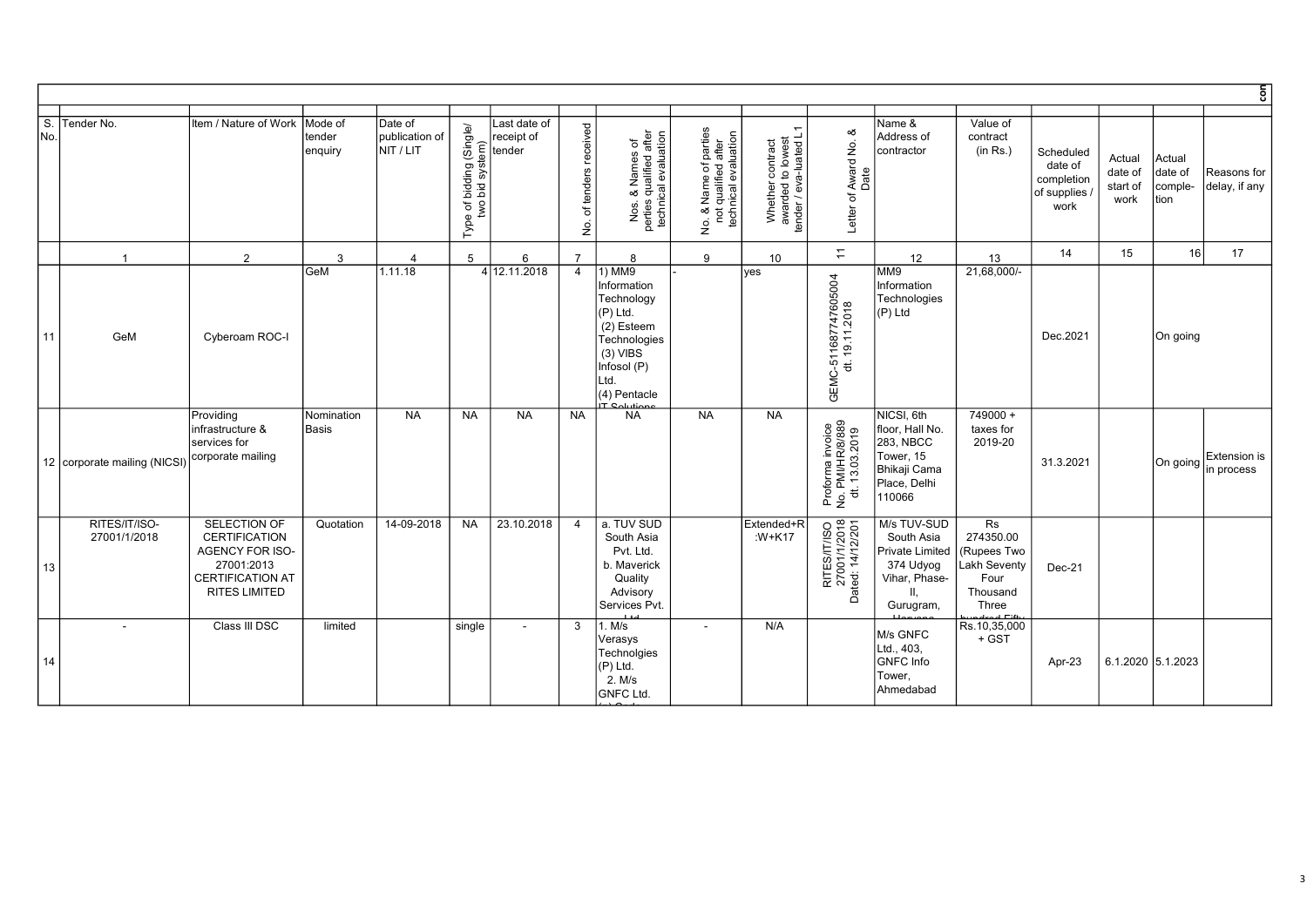| S. No. | Tender No. | Item / Nature of Work | Mode of tender enquiry | Date of publication of NIT / LIT | Type of bidding (Single/ two bid system) | Last date of receipt of tender | No. of tenders received | Nos. & Names of perties qualified after technical evaluation | No. & Name of parties not qualified after technical evaluation | Whether contract awarded to lowest tender / eva-luated L1 | Letter of Award No. & Date | Name & Address of contractor | Value of contract (in Rs.) | Scheduled date of completion of supplies / work | Actual date of start of work | Actual date of comple-tion | Reasons for delay, if any |
|---|---|---|---|---|---|---|---|---|---|---|---|---|---|---|---|---|---|
| | 1 | 2 | 3 | 4 | 5 | 6 | 7 | 8 | 9 | 10 | 11 | 12 | 13 | 14 | 15 | 16 | 17 |
| 11 | GeM | Cyberoam ROC-I | GeM | 1.11.18 | 4 | 12.11.2018 | 4 | 1) MM9 Information Technology (P) Ltd. (2) Esteem Technologies (3) VIBS Infosol (P) Ltd. (4) Pentacle IT Solutions | - | yes | GEMC-511687747605004 dt. 19.11.2018 | MM9 Information Technologies (P) Ltd | 21,68,000/- | Dec.2021 | | On going | |
| 12 | corporate mailing (NICSI) | Providing infrastructure & services for corporate mailing | Nomination Basis | NA | NA | NA | NA | NA | NA | NA | Proforma invoice No. PMI/HR/8/889 dt. 13.03.2019 | NICSI, 6th floor, Hall No. 283, NBCC Tower, 15 Bhikaji Cama Place, Delhi 110066 | 749000 + taxes for 2019-20 | 31.3.2021 | | On going | Extension is in process |
| 13 | RITES/IT/ISO-27001/1/2018 | SELECTION OF CERTIFICATION AGENCY FOR ISO-27001:2013 CERTIFICATION AT RITES LIMITED | Quotation | 14-09-2018 | NA | 23.10.2018 | 4 | a. TUV SUD South Asia Pvt. Ltd. b. Maverick Quality Advisory Services Pvt. Ltd | | Extended+R:W+K17 | RITES/IT/ISO 27001/1/2018 Dated: 14/12/201 | M/s TUV-SUD South Asia Private Limited 374 Udyog Vihar, Phase-II, Gurugram, Haryana | Rs 274350.00 (Rupees Two Lakh Seventy Four Thousand Three hundred Fifty | Dec-21 | | | |
| 14 | - | Class III DSC | limited | | single | - | 3 | 1. M/s Verasys Technolgies (P) Ltd. 2. M/s GNFC Ltd. | - | N/A | | M/s GNFC Ltd., 403, GNFC Info Tower, Ahmedabad | Rs.10,35,000 + GST | Apr-23 | 6.1.2020 | 5.1.2023 | |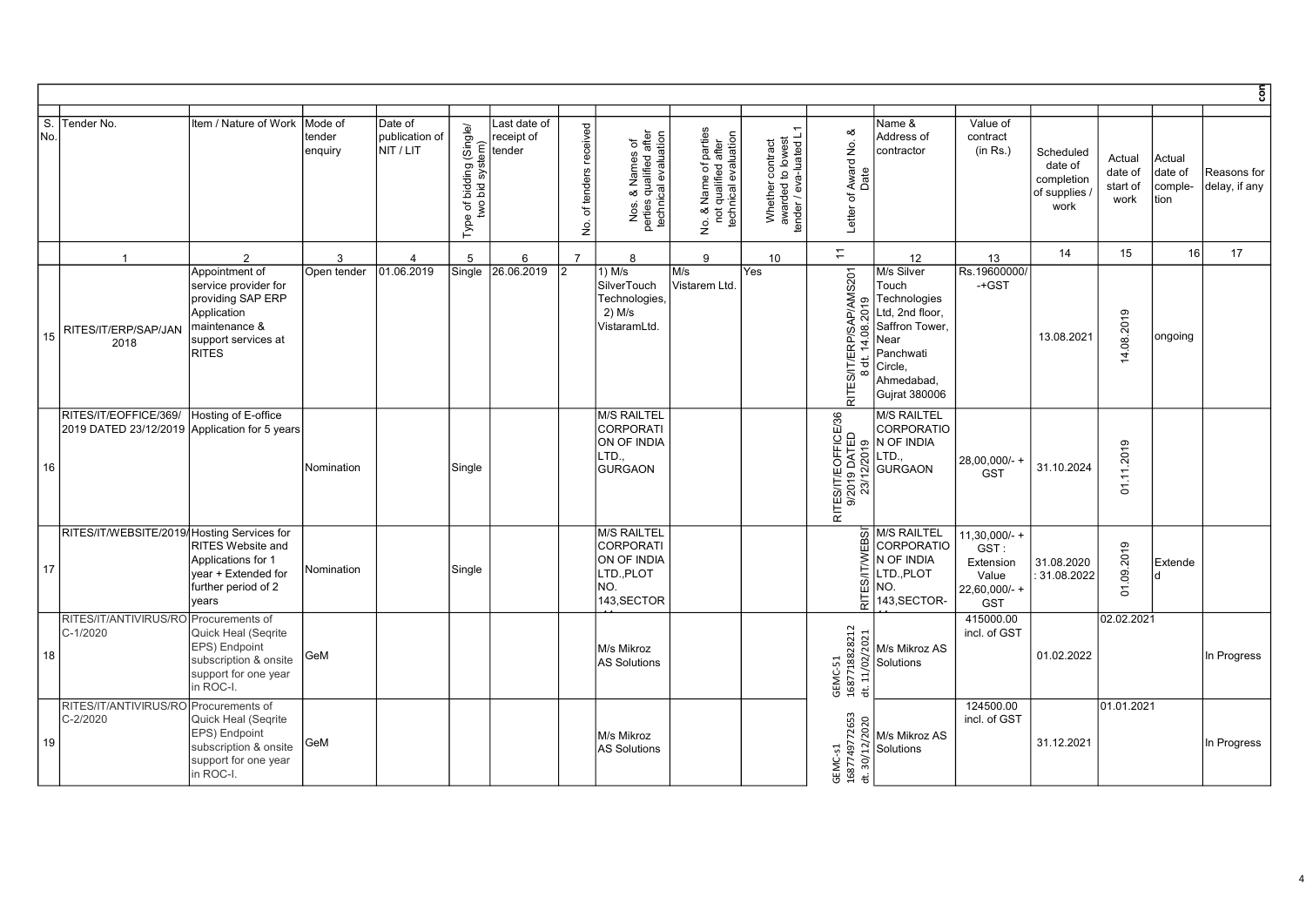| S. No. | Tender No. | Item / Nature of Work | Mode of tender enquiry | Date of publication of NIT / LIT | Type of bidding (Single/ two bid system) | Last date of receipt of tender | No. of tenders received | Nos. & Names of perties qualified after technical evaluation | No. & Name of parties not qualified after technical evaluation | Whether contract awarded to lowest tender / eva-luated L1 | Letter of Award No. & Date | Name & Address of contractor | Value of contract (in Rs.) | Scheduled date of completion of supplies / work | Actual date of start of work | Actual date of comple-tion | Reasons for delay, if any |
|---|---|---|---|---|---|---|---|---|---|---|---|---|---|---|---|---|---|
| | 1 | 2 | 3 | 4 | 5 | 6 | 7 | 8 | 9 | 10 | 11 | 12 | 13 | 14 | 15 | 16 | 17 |
| 15 | RITES/IT/ERP/SAP/JAN 2018 | Appointment of service provider for providing SAP ERP Application maintenance & support services at RITES | Open tender | 01.06.2019 | Single | 26.06.2019 | 2 | 1) M/s SilverTouch Technologies, 2) M/s VistaramLtd. | M/s Vistarem Ltd. | Yes | RITES/IT/ERP/SAP/AMS2018 dt. 14.08.2019 | M/s Silver Touch Technologies Ltd, 2nd floor, Saffron Tower, Near Panchwati Circle, Ahmedabad, Gujrat 380006 | Rs.19600000/ -+GST | 13.08.2021 | 14.08.2019 | ongoing | |
| 16 | RITES/IT/EOFFICE/369/ 2019 DATED 23/12/2019 | Hosting of E-office Application for 5 years | Nomination | | Single | | | M/S RAILTEL CORPORATION OF INDIA LTD., GURGAON | | | RITES/IT/EOFFICE/369/2019 DATED 23/12/2019 | M/S RAILTEL CORPORATION OF INDIA LTD., GURGAON | 28,00,000/- + GST | 31.10.2024 | 01.11.2019 | | |
| 17 | RITES/IT/WEBSITE/2019/ | Hosting Services for RITES Website and Applications for 1 year + Extended for further period of 2 years | Nomination | | Single | | | M/S RAILTEL CORPORATION OF INDIA LTD.,PLOT NO. 143,SECTOR | | | RITES/IT/WEBSI | M/S RAILTEL CORPORATION OF INDIA LTD.,PLOT NO. 143,SECTOR- | 11,30,000/- + GST : Extension Value 22,60,000/- + GST | 31.08.2020 : 31.08.2022 | 01.09.2019 | Extended | |
| 18 | RITES/IT/ANTIVIRUS/ROC-1/2020 | Procurements of Quick Heal (Seqrite EPS) Endpoint subscription & onsite support for one year in ROC-I. | GeM | | | | | M/s Mikroz AS Solutions | | | GEMC-51 168771882821​2 dt. 11/02/2021 | M/s Mikroz AS Solutions | 415000.00 incl. of GST | 01.02.2022 | 02.02.2021 | | In Progress |
| 19 | RITES/IT/ANTIVIRUS/ROC-2/2020 | Procurements of Quick Heal (Seqrite EPS) Endpoint subscription & onsite support for one year in ROC-I. | GeM | | | | | M/s Mikroz AS Solutions | | | GEMC-s1 168774977265​3 dt. 30/12/2020 | M/s Mikroz AS Solutions | 124500.00 incl. of GST | 31.12.2021 | 01.01.2021 | | In Progress |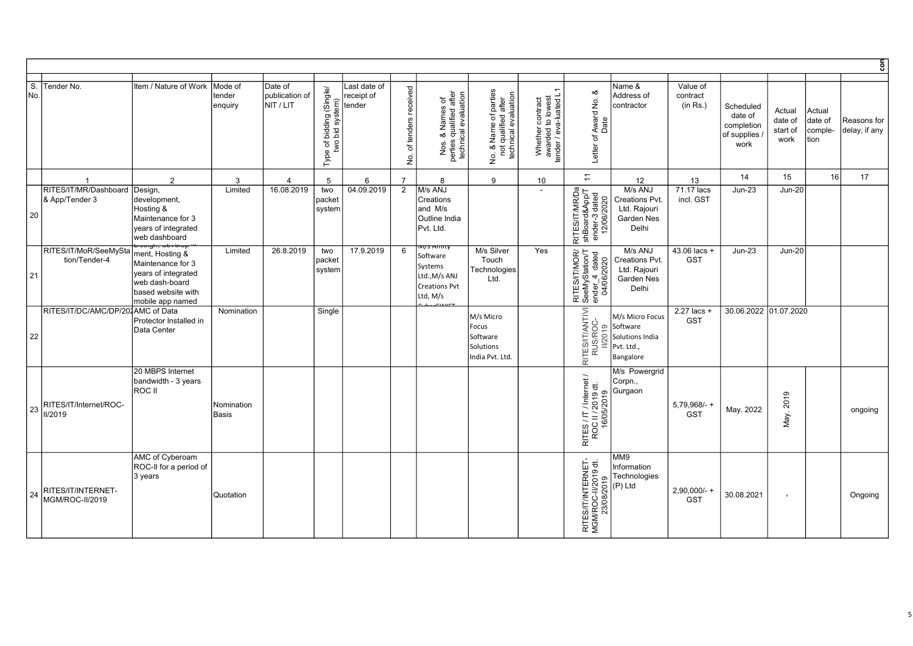| S. No. | Tender No. | Item / Nature of Work | Mode of tender enquiry | Date of publication of NIT / LIT | Type of bidding (Single/ two bid system) | Last date of receipt of tender | No. of tenders received | Nos. & Names of perties qualified after technical evaluation | No. & Name of parties not qualified after technical evaluation | Whether contract awarded to lowest tender / eva-luated L1 | Letter of Award No. & Date | Name & Address of contractor | Value of contract (in Rs.) | Scheduled date of completion of supplies / work | Actual date of start of work | Actual date of comple-tion | Reasons for delay, if any |
|---|---|---|---|---|---|---|---|---|---|---|---|---|---|---|---|---|---|
| | 1 | 2 | 3 | 4 | 5 | 6 | 7 | 8 | 9 | 10 | 11 | 12 | 13 | 14 | 15 | 16 | 17 |
| 20 | RITES/IT/MR/Dashboard & App/Tender 3 | Design, development, Hosting & Maintenance for 3 years of integrated web dashboard | Limited | 16.08.2019 | two packet system | 04.09.2019 | 2 | M/s ANJ Creations and M/s Outline India Pvt. Ltd. | | - | RITES/IT/MR/DashBoard&App/Tender-3 dated 12/06/2020 | M/s ANJ Creations Pvt. Ltd. Rajouri Garden Nes Delhi | 71.17 lacs incl. GST | Jun-23 | Jun-20 | | |
| 21 | RITES/IT/MoR/SeeMyStation/Tender-4 | Design, development, Hosting & Maintenance for 3 years of integrated web dash-board based website with mobile app named | Limited | 26.8.2019 | two packet system | 17.9.2019 | 6 | M/s Amity Software Systems Ltd.,M/s ANJ Creations Pvt Ltd, M/s CyberSWIFT | M/s Silver Touch Technologies Ltd. | Yes | RITES/IT/MOR/SeeMyStation/Tender_4 dated 04/06/2020 | M/s ANJ Creations Pvt. Ltd. Rajouri Garden Nes Delhi | 43.06 lacs + GST | Jun-23 | Jun-20 | | |
| 22 | RITES/IT/DC/AMC/DP/202 | AMC of Data Protector Installed in Data Center | Nomination | | Single | | | | M/s Micro Focus Software Solutions India Pvt. Ltd. | | RITES/IT/ANTIVIRUS/ROC-II/2019 | M/s Micro Focus Software Solutions India Pvt. Ltd., Bangalore | 2.27 lacs + GST | 30.06.2022 | 01.07.2020 | | |
| 23 | RITES/IT/Internet/ROC-II/2019 | 20 MBPS Internet bandwidth - 3 years ROC II | Nomination Basis | | | | | | | | RITES / IT / Internet / ROC II / 2019 dt. 16/05/2019 | M/s Powergrid Corpn., Gurgaon | 5,79,968/- + GST | May. 2022 | May. 2019 | | ongoing |
| 24 | RITES/IT/INTERNET-MGM/ROC-II/2019 | AMC of Cyberoam ROC-II for a period of 3 years | Quotation | | | | | | | | RITES/IT/INTERNET-MGM/ROC-II/2019 dt. 23/08/2019 | MM9 Information Technologies (P) Ltd | 2,90,000/- + GST | 30.08.2021 | - | | Ongoing |